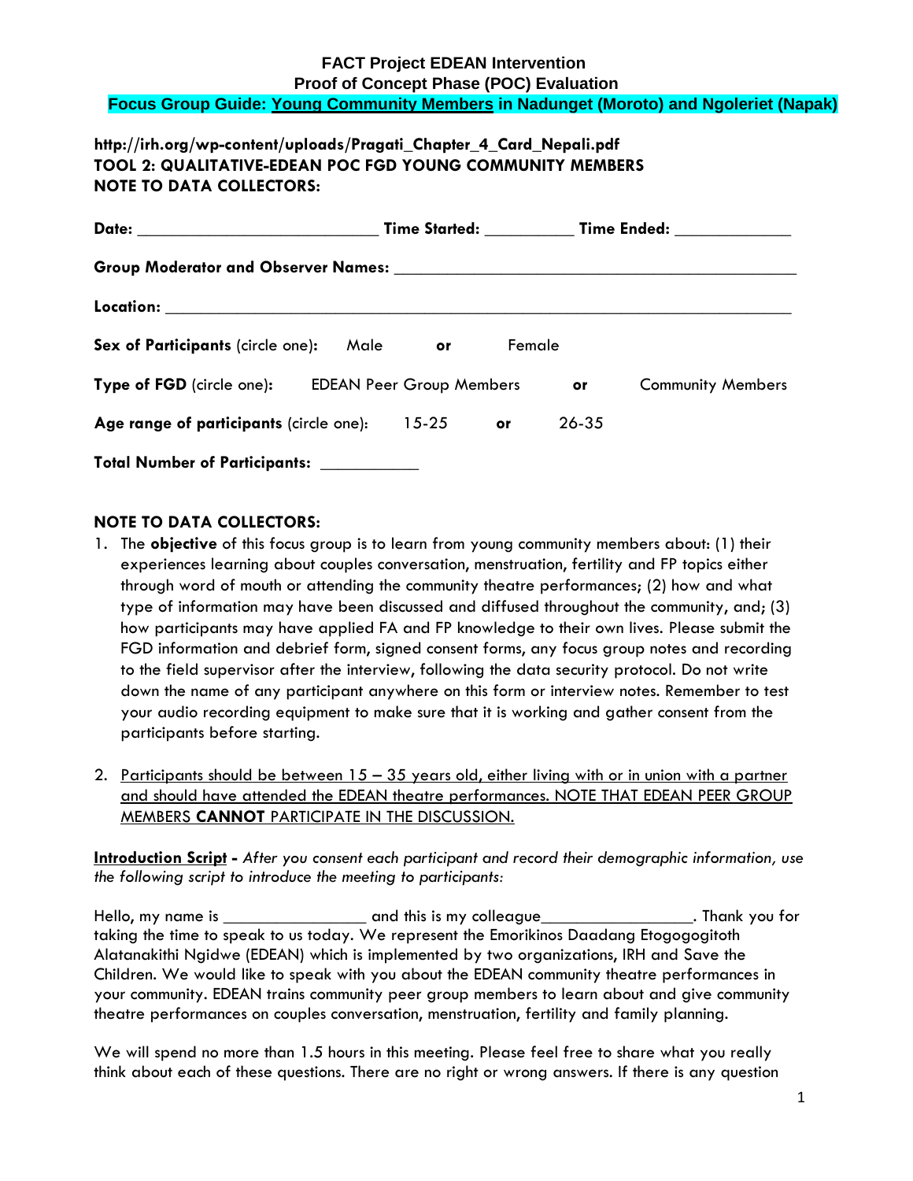# FACT Project EDEAN Intervention
## Proof of Concept Phase (POC) Evaluation
### Focus Group Guide: Young Community Members in Nadunget (Moroto) and Ngoleriet (Napak)

**http://irh.org/wp-content/uploads/Pragati_Chapter_4_Card_Nepali.pdf**
**TOOL 2: QUALITATIVE-EDEAN POC FGD YOUNG COMMUNITY MEMBERS**
**NOTE TO DATA COLLECTORS:**

**Date:** ___________________________ **Time Started:** __________ **Time Ended:** _____________

**Group Moderator and Observer Names:** _____________________________________________

**Location:** _______________________________________________________________________

**Sex of Participants** (circle one): Male **or** Female

**Type of FGD** (circle one): EDEAN Peer Group Members **or** Community Members

**Age range of participants** (circle one): 15-25 **or** 26-35

**Total Number of Participants:** ___________

**NOTE TO DATA COLLECTORS:**

1. The **objective** of this focus group is to learn from young community members about: (1) their experiences learning about couples conversation, menstruation, fertility and FP topics either through word of mouth or attending the community theatre performances; (2) how and what type of information may have been discussed and diffused throughout the community, and; (3) how participants may have applied FA and FP knowledge to their own lives. Please submit the FGD information and debrief form, signed consent forms, any focus group notes and recording to the field supervisor after the interview, following the data security protocol. Do not write down the name of any participant anywhere on this form or interview notes. Remember to test your audio recording equipment to make sure that it is working and gather consent from the participants before starting.

2. Participants should be between 15 – 35 years old, either living with or in union with a partner and should have attended the EDEAN theatre performances. NOTE THAT EDEAN PEER GROUP MEMBERS **CANNOT** PARTICIPATE IN THE DISCUSSION.

**Introduction Script** - *After you consent each participant and record their demographic information, use the following script to introduce the meeting to participants:*

Hello, my name is ________________ and this is my colleague_________________. Thank you for taking the time to speak to us today. We represent the Emorikinos Daadang Etogogogitoth Alatanakithi Ngidwe (EDEAN) which is implemented by two organizations, IRH and Save the Children. We would like to speak with you about the EDEAN community theatre performances in your community. EDEAN trains community peer group members to learn about and give community theatre performances on couples conversation, menstruation, fertility and family planning.

We will spend no more than 1.5 hours in this meeting. Please feel free to share what you really think about each of these questions. There are no right or wrong answers. If there is any question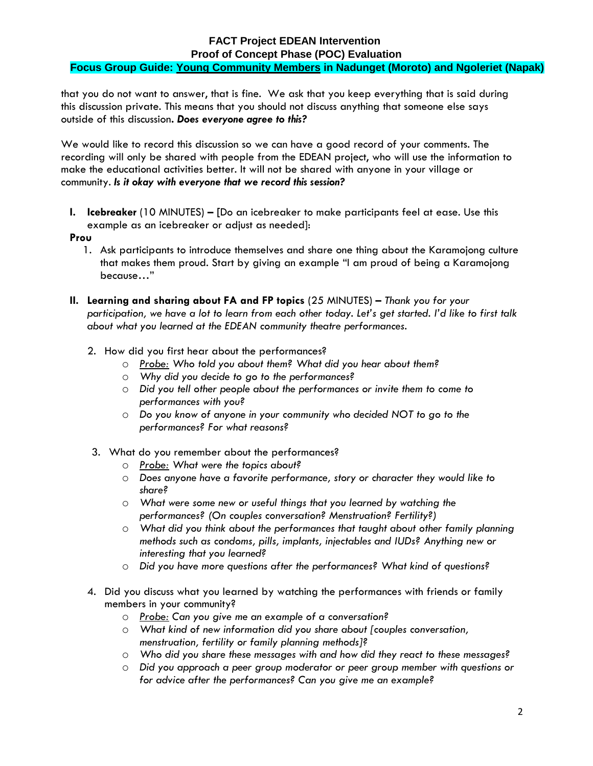that you do not want to answer, that is fine. We ask that you keep everything that is said during this discussion private. This means that you should not discuss anything that someone else says outside of this discussion. ***Does everyone agree to this?***

We would like to record this discussion so we can have a good record of your comments. The recording will only be shared with people from the EDEAN project, who will use the information to make the educational activities better. It will not be shared with anyone in your village or community. ***Is it okay with everyone that we record this session?***

**I. Icebreaker** (10 MINUTES) **–** [Do an icebreaker to make participants feel at ease. Use this example as an icebreaker or adjust as needed]:

**Prou**

1. Ask participants to introduce themselves and share one thing about the Karamojong culture that makes them proud. Start by giving an example "I am proud of being a Karamojong because…"

**II. Learning and sharing about FA and FP topics** (25 MINUTES) **–** *Thank you for your participation, we have a lot to learn from each other today. Let's get started. I'd like to first talk about what you learned at the EDEAN community theatre performances.*

2. How did you first hear about the performances?
   - *Probe: Who told you about them? What did you hear about them?*
   - *Why did you decide to go to the performances?*
   - *Did you tell other people about the performances or invite them to come to performances with you?*
   - *Do you know of anyone in your community who decided NOT to go to the performances? For what reasons?*

3. What do you remember about the performances?
   - *Probe: What were the topics about?*
   - *Does anyone have a favorite performance, story or character they would like to share?*
   - *What were some new or useful things that you learned by watching the performances? (On couples conversation? Menstruation? Fertility?)*
   - *What did you think about the performances that taught about other family planning methods such as condoms, pills, implants, injectables and IUDs? Anything new or interesting that you learned?*
   - *Did you have more questions after the performances? What kind of questions?*

4. Did you discuss what you learned by watching the performances with friends or family members in your community?
   - *Probe: Can you give me an example of a conversation?*
   - *What kind of new information did you share about [couples conversation, menstruation, fertility or family planning methods]?*
   - *Who did you share these messages with and how did they react to these messages?*
   - *Did you approach a peer group moderator or peer group member with questions or for advice after the performances? Can you give me an example?*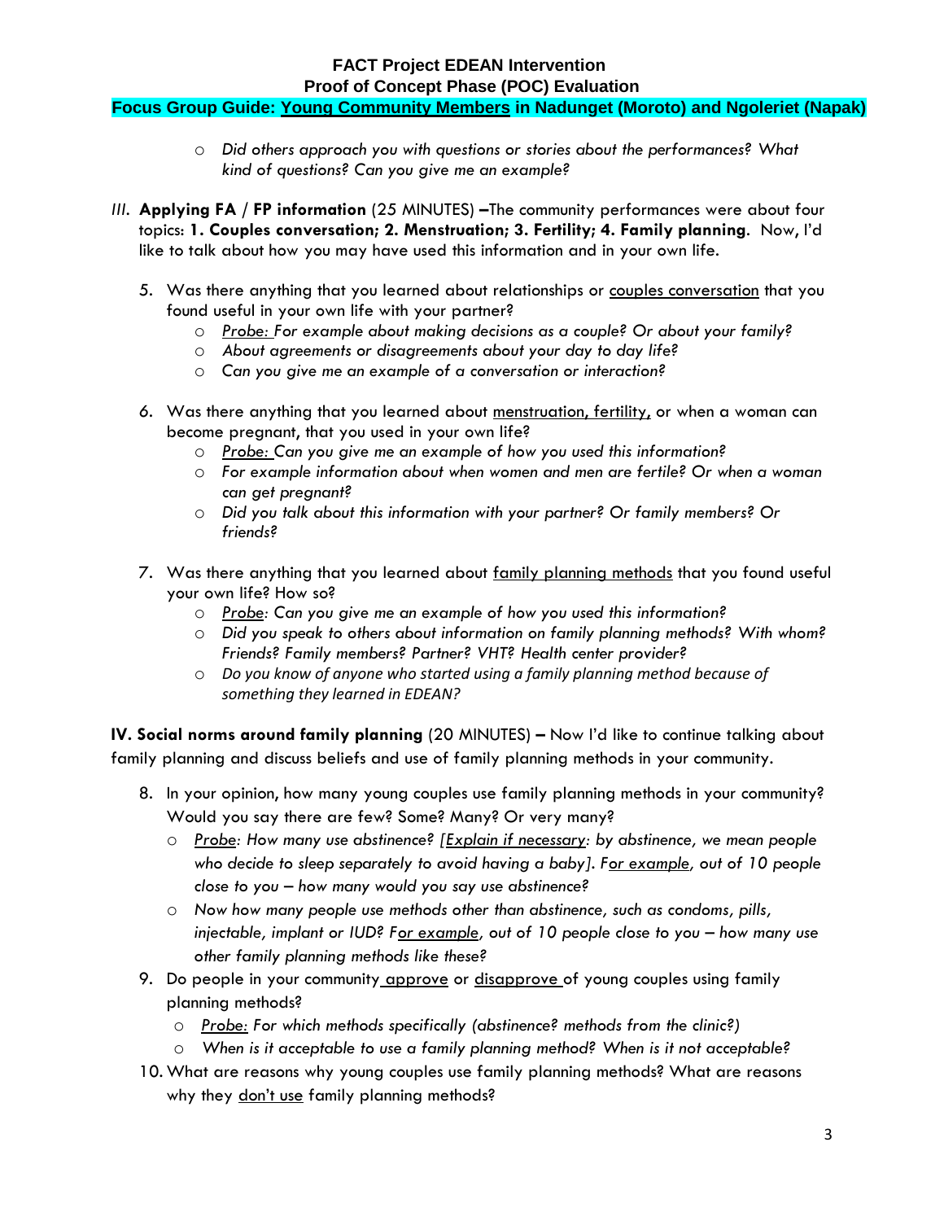- *Did others approach you with questions or stories about the performances? What kind of questions? Can you give me an example?*

*III.* **Applying FA / FP information** (25 MINUTES) **–**The community performances were about four topics: **1. Couples conversation; 2. Menstruation; 3. Fertility; 4. Family planning**. Now, I'd like to talk about how you may have used this information and in your own life.

5. Was there anything that you learned about relationships or <u>couples conversation</u> that you found useful in your own life with your partner?
   - *<u>Probe:</u> For example about making decisions as a couple? Or about your family?*
   - *About agreements or disagreements about your day to day life?*
   - *Can you give me an example of a conversation or interaction?*

6. Was there anything that you learned about <u>menstruation, fertility,</u> or when a woman can become pregnant, that you used in your own life?
   - *<u>Probe:</u> Can you give me an example of how you used this information?*
   - *For example information about when women and men are fertile? Or when a woman can get pregnant?*
   - *Did you talk about this information with your partner? Or family members? Or friends?*

7. Was there anything that you learned about <u>family planning methods</u> that you found useful your own life? How so?
   - *<u>Probe</u>: Can you give me an example of how you used this information?*
   - *Did you speak to others about information on family planning methods? With whom? Friends? Family members? Partner? VHT? Health center provider?*
   - *Do you know of anyone who started using a family planning method because of something they learned in EDEAN?*

**IV. Social norms around family planning** (20 MINUTES) **–** Now I'd like to continue talking about family planning and discuss beliefs and use of family planning methods in your community.

8. In your opinion, how many young couples use family planning methods in your community? Would you say there are few? Some? Many? Or very many?
   - *<u>Probe</u>: How many use abstinence? [<u>Explain if necessary</u>: by abstinence, we mean people who decide to sleep separately to avoid having a baby]. F<u>or example</u>, out of 10 people close to you – how many would you say use abstinence?*
   - *Now how many people use methods other than abstinence, such as condoms, pills, injectable, implant or IUD? F<u>or example</u>, out of 10 people close to you – how many use other family planning methods like these?*
9. Do people in your community <u>approve</u> or <u>disapprove</u> of young couples using family planning methods?
   - *<u>Probe:</u> For which methods specifically (abstinence? methods from the clinic?)*
   - *When is it acceptable to use a family planning method? When is it not acceptable?*
10. What are reasons why young couples use family planning methods? What are reasons why they <u>don't use</u> family planning methods?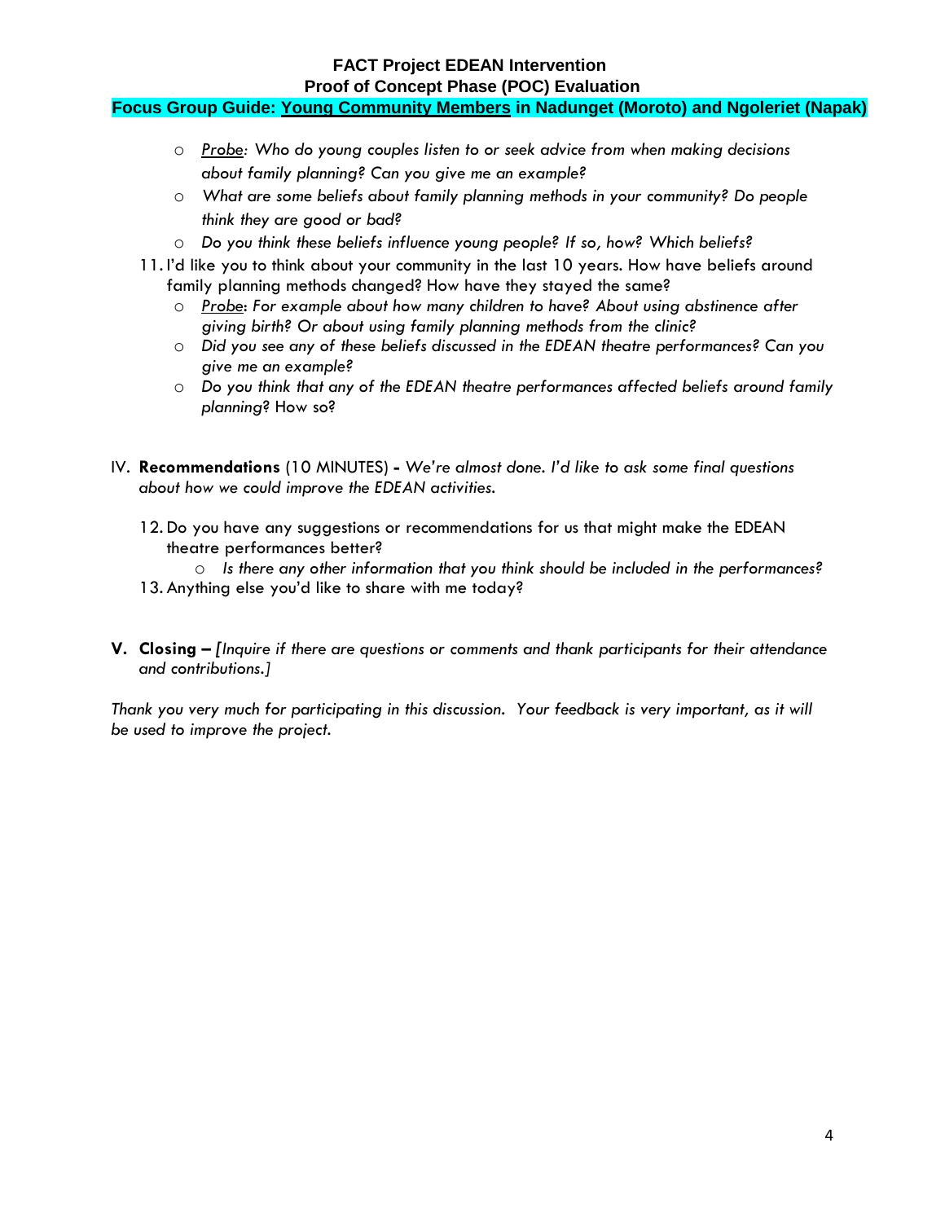- *Probe: Who do young couples listen to or seek advice from when making decisions about family planning? Can you give me an example?*
- *What are some beliefs about family planning methods in your community? Do people think they are good or bad?*
- *Do you think these beliefs influence young people? If so, how? Which beliefs?*

11. I'd like you to think about your community in the last 10 years. How have beliefs around family planning methods changed? How have they stayed the same?
    - *Probe: For example about how many children to have? About using abstinence after giving birth? Or about using family planning methods from the clinic?*
    - *Did you see any of these beliefs discussed in the EDEAN theatre performances? Can you give me an example?*
    - *Do you think that any of the EDEAN theatre performances affected beliefs around family planning?* How so?

IV. **Recommendations** (10 MINUTES) **-** *We're almost done. I'd like to ask some final questions about how we could improve the EDEAN activities.*

12. Do you have any suggestions or recommendations for us that might make the EDEAN theatre performances better?
    - *Is there any other information that you think should be included in the performances?*
13. Anything else you'd like to share with me today?

**V. Closing –** *[Inquire if there are questions or comments and thank participants for their attendance and contributions.]*

*Thank you very much for participating in this discussion. Your feedback is very important, as it will be used to improve the project.*